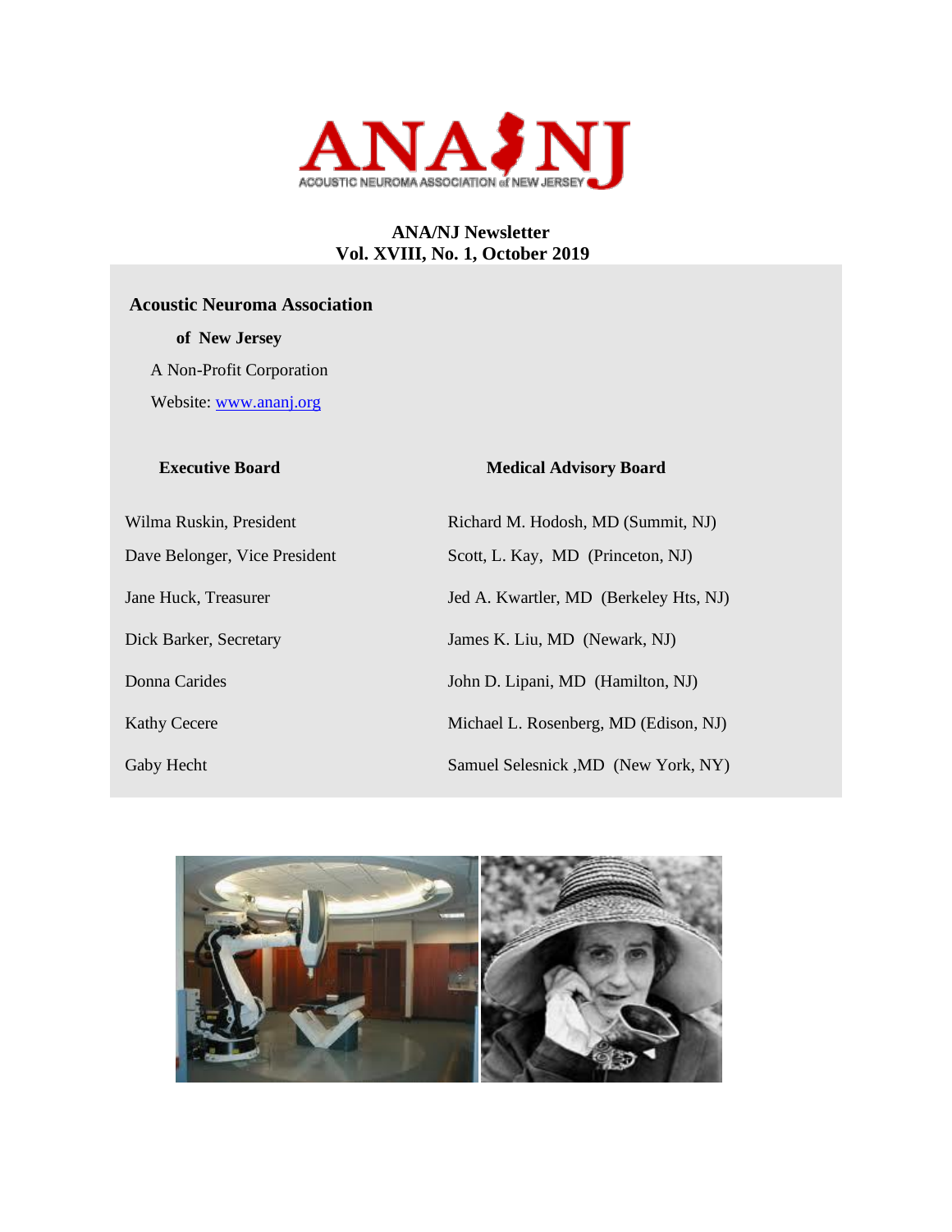# ANA/NJ Newsletter
## Vol. XVIII, No. 1, October 2019

**Acoustic Neuroma Association**

**of New Jersey**

A Non-Profit Corporation

Website: [www.ananj.org](http://www.ananj.org)

| **Executive Board** | **Medical Advisory Board** |
|---|---|
| Wilma Ruskin, President | Richard M. Hodosh, MD (Summit, NJ) |
| Dave Belonger, Vice President | Scott, L. Kay, MD (Princeton, NJ) |
| Jane Huck, Treasurer | Jed A. Kwartler, MD (Berkeley Hts, NJ) |
| Dick Barker, Secretary | James K. Liu, MD (Newark, NJ) |
| Donna Carides | John D. Lipani, MD (Hamilton, NJ) |
| Kathy Cecere | Michael L. Rosenberg, MD (Edison, NJ) |
| Gaby Hecht | Samuel Selesnick ,MD (New York, NY) |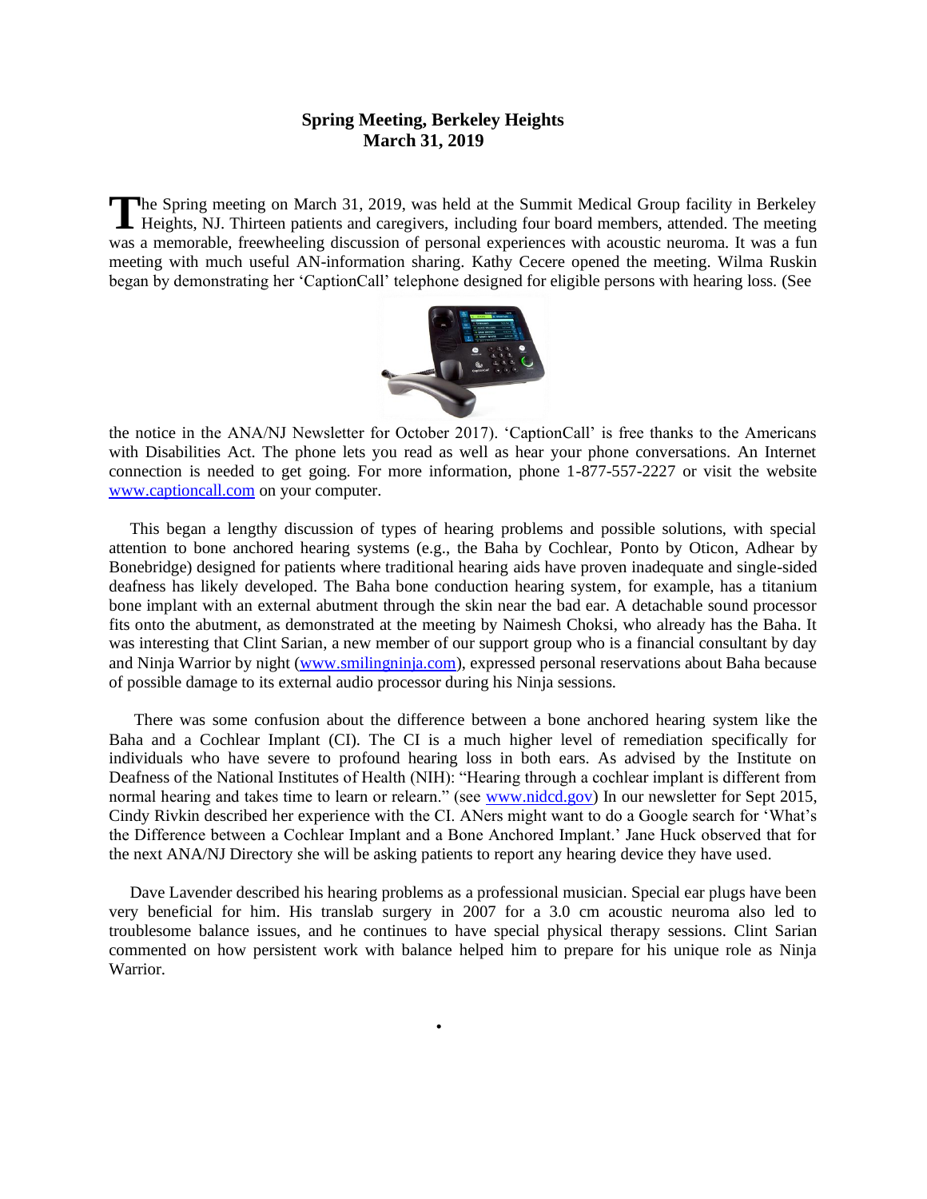# Spring Meeting, Berkeley Heights
## March 31, 2019

The Spring meeting on March 31, 2019, was held at the Summit Medical Group facility in Berkeley Heights, NJ. Thirteen patients and caregivers, including four board members, attended. The meeting was a memorable, freewheeling discussion of personal experiences with acoustic neuroma. It was a fun meeting with much useful AN-information sharing. Kathy Cecere opened the meeting. Wilma Ruskin began by demonstrating her 'CaptionCall' telephone designed for eligible persons with hearing loss. (See the notice in the ANA/NJ Newsletter for October 2017). 'CaptionCall' is free thanks to the Americans with Disabilities Act. The phone lets you read as well as hear your phone conversations. An Internet connection is needed to get going. For more information, phone 1-877-557-2227 or visit the website www.captioncall.com on your computer.

This began a lengthy discussion of types of hearing problems and possible solutions, with special attention to bone anchored hearing systems (e.g., the Baha by Cochlear, Ponto by Oticon, Adhear by Bonebridge) designed for patients where traditional hearing aids have proven inadequate and single-sided deafness has likely developed. The Baha bone conduction hearing system, for example, has a titanium bone implant with an external abutment through the skin near the bad ear. A detachable sound processor fits onto the abutment, as demonstrated at the meeting by Naimesh Choksi, who already has the Baha. It was interesting that Clint Sarian, a new member of our support group who is a financial consultant by day and Ninja Warrior by night (www.smilingninja.com), expressed personal reservations about Baha because of possible damage to its external audio processor during his Ninja sessions.

There was some confusion about the difference between a bone anchored hearing system like the Baha and a Cochlear Implant (CI). The CI is a much higher level of remediation specifically for individuals who have severe to profound hearing loss in both ears. As advised by the Institute on Deafness of the National Institutes of Health (NIH): "Hearing through a cochlear implant is different from normal hearing and takes time to learn or relearn." (see www.nidcd.gov) In our newsletter for Sept 2015, Cindy Rivkin described her experience with the CI. ANers might want to do a Google search for 'What's the Difference between a Cochlear Implant and a Bone Anchored Implant.' Jane Huck observed that for the next ANA/NJ Directory she will be asking patients to report any hearing device they have used.

Dave Lavender described his hearing problems as a professional musician. Special ear plugs have been very beneficial for him. His translab surgery in 2007 for a 3.0 cm acoustic neuroma also led to troublesome balance issues, and he continues to have special physical therapy sessions. Clint Sarian commented on how persistent work with balance helped him to prepare for his unique role as Ninja Warrior.

•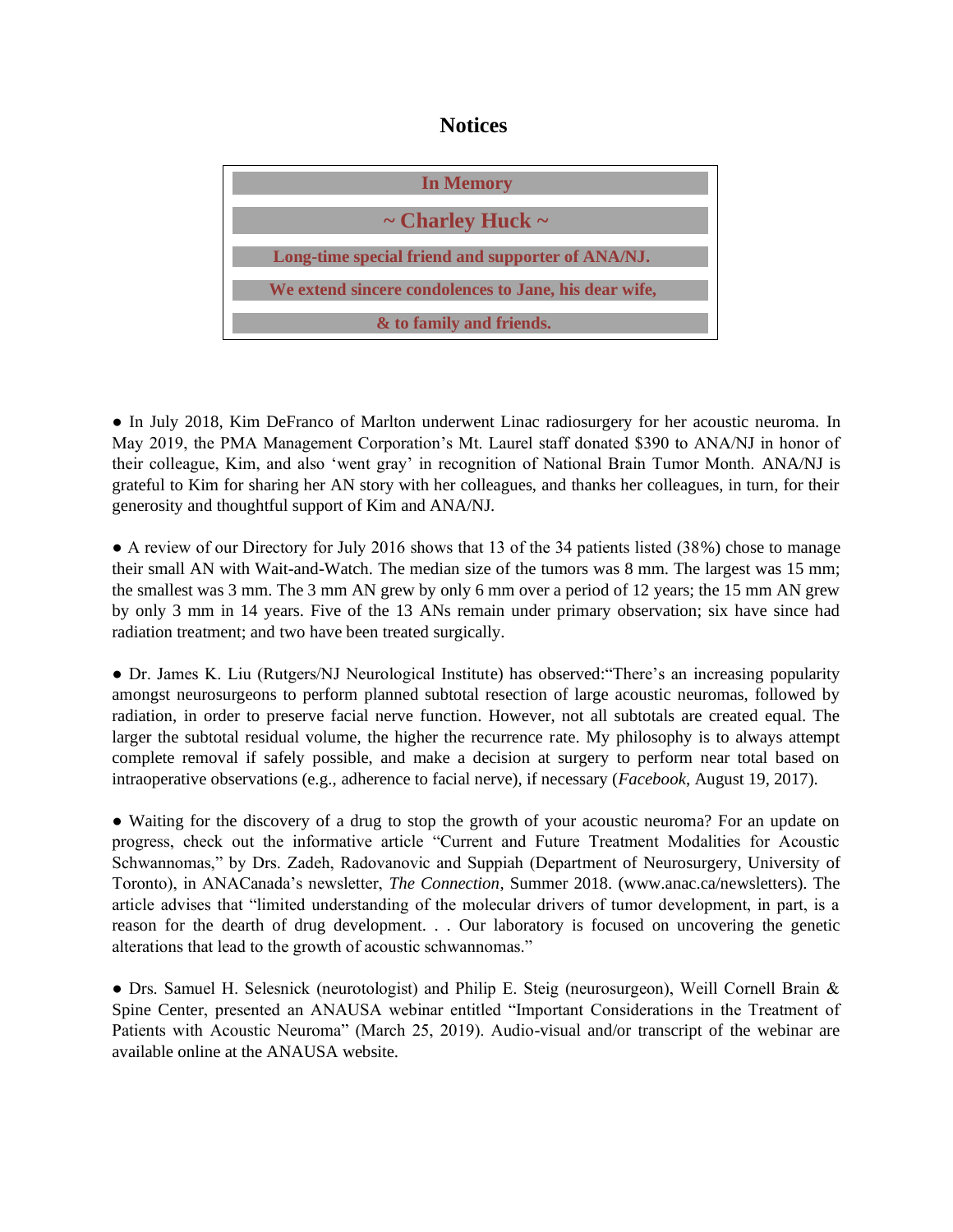# Notices

**In Memory**

**~ Charley Huck ~**

**Long-time special friend and supporter of ANA/NJ.**

**We extend sincere condolences to Jane, his dear wife,**

**& to family and friends.**

● In July 2018, Kim DeFranco of Marlton underwent Linac radiosurgery for her acoustic neuroma. In May 2019, the PMA Management Corporation's Mt. Laurel staff donated $390 to ANA/NJ in honor of their colleague, Kim, and also 'went gray' in recognition of National Brain Tumor Month. ANA/NJ is grateful to Kim for sharing her AN story with her colleagues, and thanks her colleagues, in turn, for their generosity and thoughtful support of Kim and ANA/NJ.

● A review of our Directory for July 2016 shows that 13 of the 34 patients listed (38%) chose to manage their small AN with Wait-and-Watch. The median size of the tumors was 8 mm. The largest was 15 mm; the smallest was 3 mm. The 3 mm AN grew by only 6 mm over a period of 12 years; the 15 mm AN grew by only 3 mm in 14 years. Five of the 13 ANs remain under primary observation; six have since had radiation treatment; and two have been treated surgically.

● Dr. James K. Liu (Rutgers/NJ Neurological Institute) has observed:"There's an increasing popularity amongst neurosurgeons to perform planned subtotal resection of large acoustic neuromas, followed by radiation, in order to preserve facial nerve function. However, not all subtotals are created equal. The larger the subtotal residual volume, the higher the recurrence rate. My philosophy is to always attempt complete removal if safely possible, and make a decision at surgery to perform near total based on intraoperative observations (e.g., adherence to facial nerve), if necessary (*Facebook*, August 19, 2017).

● Waiting for the discovery of a drug to stop the growth of your acoustic neuroma? For an update on progress, check out the informative article "Current and Future Treatment Modalities for Acoustic Schwannomas," by Drs. Zadeh, Radovanovic and Suppiah (Department of Neurosurgery, University of Toronto), in ANACanada's newsletter, *The Connection*, Summer 2018. (www.anac.ca/newsletters). The article advises that "limited understanding of the molecular drivers of tumor development, in part, is a reason for the dearth of drug development. . . Our laboratory is focused on uncovering the genetic alterations that lead to the growth of acoustic schwannomas."

● Drs. Samuel H. Selesnick (neurotologist) and Philip E. Steig (neurosurgeon), Weill Cornell Brain & Spine Center, presented an ANAUSA webinar entitled "Important Considerations in the Treatment of Patients with Acoustic Neuroma" (March 25, 2019). Audio-visual and/or transcript of the webinar are available online at the ANAUSA website.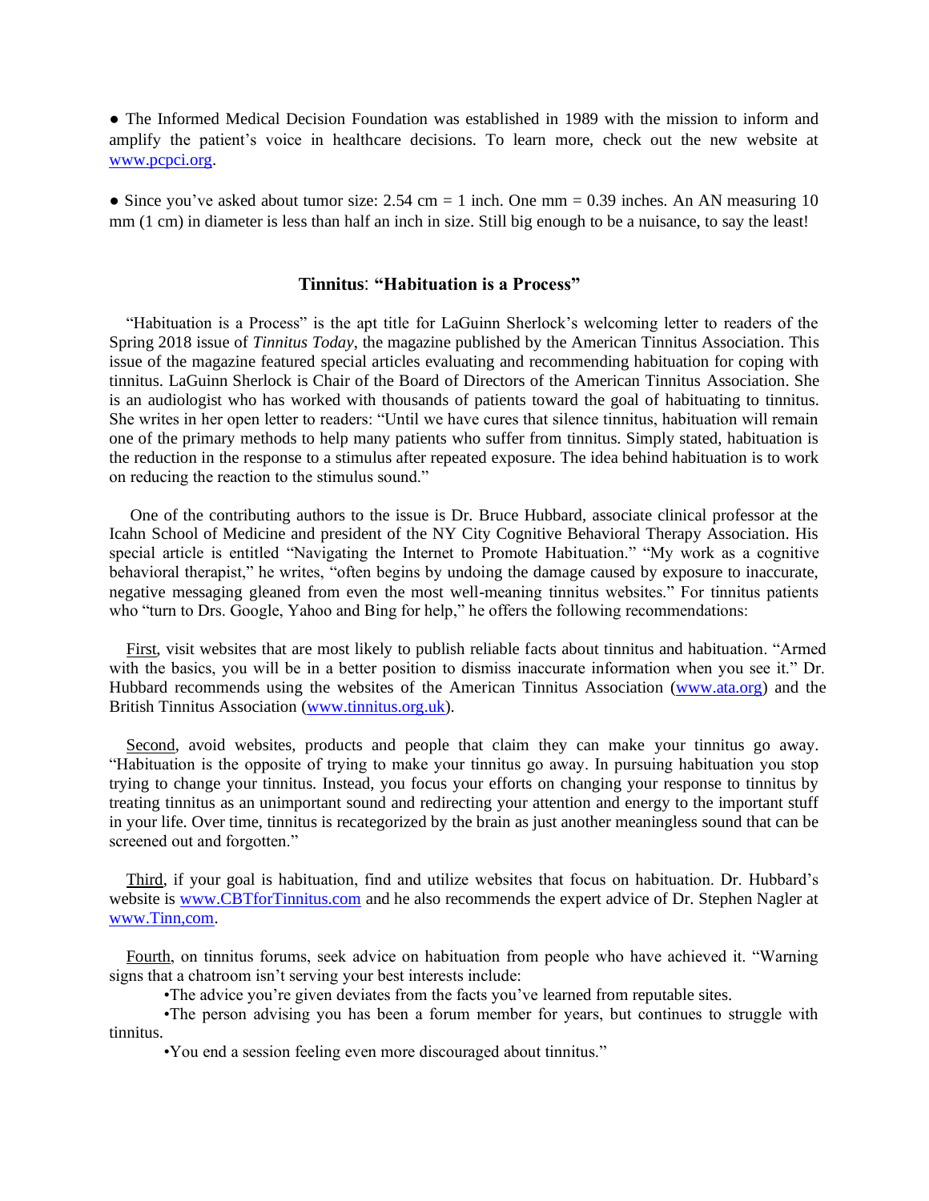● The Informed Medical Decision Foundation was established in 1989 with the mission to inform and amplify the patient's voice in healthcare decisions. To learn more, check out the new website at www.pcpci.org.

● Since you've asked about tumor size: 2.54 cm = 1 inch. One mm = 0.39 inches. An AN measuring 10 mm (1 cm) in diameter is less than half an inch in size. Still big enough to be a nuisance, to say the least!

### **Tinnitus**: "Habituation is a Process"

"Habituation is a Process" is the apt title for LaGuinn Sherlock's welcoming letter to readers of the Spring 2018 issue of *Tinnitus Today*, the magazine published by the American Tinnitus Association. This issue of the magazine featured special articles evaluating and recommending habituation for coping with tinnitus. LaGuinn Sherlock is Chair of the Board of Directors of the American Tinnitus Association. She is an audiologist who has worked with thousands of patients toward the goal of habituating to tinnitus. She writes in her open letter to readers: "Until we have cures that silence tinnitus, habituation will remain one of the primary methods to help many patients who suffer from tinnitus. Simply stated, habituation is the reduction in the response to a stimulus after repeated exposure. The idea behind habituation is to work on reducing the reaction to the stimulus sound."

One of the contributing authors to the issue is Dr. Bruce Hubbard, associate clinical professor at the Icahn School of Medicine and president of the NY City Cognitive Behavioral Therapy Association. His special article is entitled "Navigating the Internet to Promote Habituation." "My work as a cognitive behavioral therapist," he writes, "often begins by undoing the damage caused by exposure to inaccurate, negative messaging gleaned from even the most well-meaning tinnitus websites." For tinnitus patients who "turn to Drs. Google, Yahoo and Bing for help," he offers the following recommendations:

First, visit websites that are most likely to publish reliable facts about tinnitus and habituation. "Armed with the basics, you will be in a better position to dismiss inaccurate information when you see it." Dr. Hubbard recommends using the websites of the American Tinnitus Association (www.ata.org) and the British Tinnitus Association (www.tinnitus.org.uk).

Second, avoid websites, products and people that claim they can make your tinnitus go away. "Habituation is the opposite of trying to make your tinnitus go away. In pursuing habituation you stop trying to change your tinnitus. Instead, you focus your efforts on changing your response to tinnitus by treating tinnitus as an unimportant sound and redirecting your attention and energy to the important stuff in your life. Over time, tinnitus is recategorized by the brain as just another meaningless sound that can be screened out and forgotten."

Third, if your goal is habituation, find and utilize websites that focus on habituation. Dr. Hubbard's website is www.CBTforTinnitus.com and he also recommends the expert advice of Dr. Stephen Nagler at www.Tinn,com.

Fourth, on tinnitus forums, seek advice on habituation from people who have achieved it. "Warning signs that a chatroom isn't serving your best interests include:

- The advice you're given deviates from the facts you've learned from reputable sites.
- The person advising you has been a forum member for years, but continues to struggle with tinnitus.
- You end a session feeling even more discouraged about tinnitus."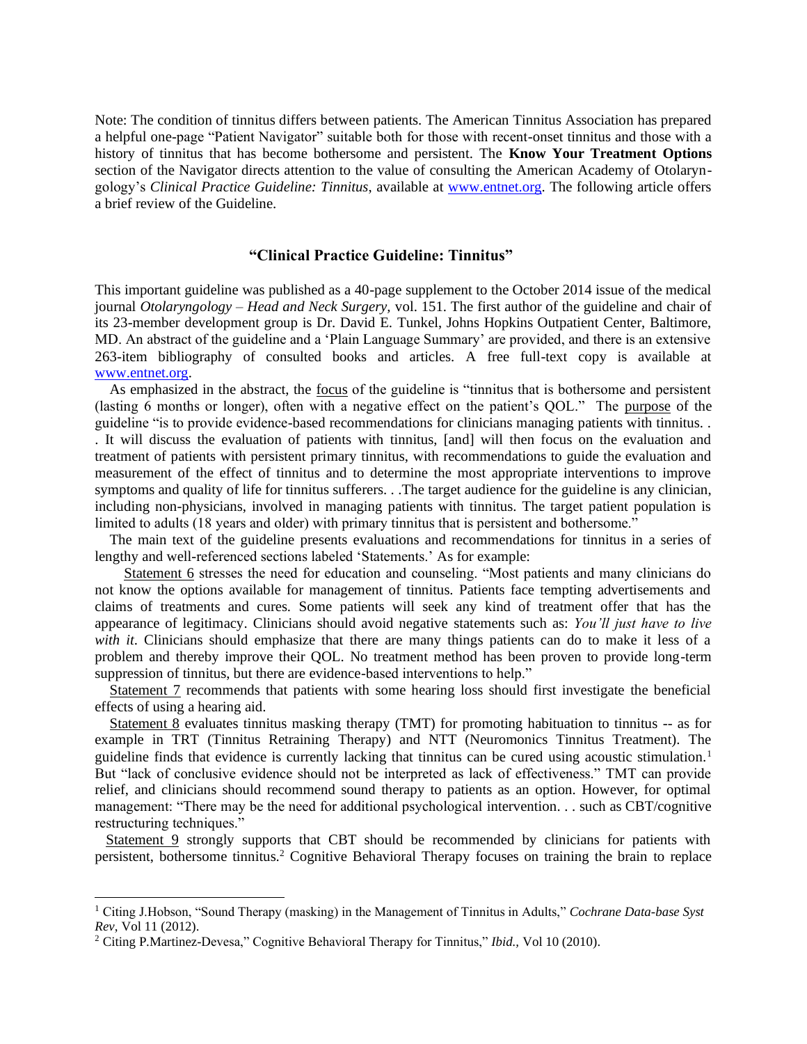Note: The condition of tinnitus differs between patients. The American Tinnitus Association has prepared a helpful one-page "Patient Navigator" suitable both for those with recent-onset tinnitus and those with a history of tinnitus that has become bothersome and persistent. The **Know Your Treatment Options** section of the Navigator directs attention to the value of consulting the American Academy of Otolaryngology's *Clinical Practice Guideline: Tinnitus*, available at [www.entnet.org](www.entnet.org). The following article offers a brief review of the Guideline.

## "Clinical Practice Guideline: Tinnitus"

This important guideline was published as a 40-page supplement to the October 2014 issue of the medical journal *Otolaryngology – Head and Neck Surgery,* vol. 151. The first author of the guideline and chair of its 23-member development group is Dr. David E. Tunkel, Johns Hopkins Outpatient Center, Baltimore, MD. An abstract of the guideline and a 'Plain Language Summary' are provided, and there is an extensive 263-item bibliography of consulted books and articles. A free full-text copy is available at [www.entnet.org](www.entnet.org).

As emphasized in the abstract, the focus of the guideline is "tinnitus that is bothersome and persistent (lasting 6 months or longer), often with a negative effect on the patient's QOL." The purpose of the guideline "is to provide evidence-based recommendations for clinicians managing patients with tinnitus. . . It will discuss the evaluation of patients with tinnitus, [and] will then focus on the evaluation and treatment of patients with persistent primary tinnitus, with recommendations to guide the evaluation and measurement of the effect of tinnitus and to determine the most appropriate interventions to improve symptoms and quality of life for tinnitus sufferers. . .The target audience for the guideline is any clinician, including non-physicians, involved in managing patients with tinnitus. The target patient population is limited to adults (18 years and older) with primary tinnitus that is persistent and bothersome."

The main text of the guideline presents evaluations and recommendations for tinnitus in a series of lengthy and well-referenced sections labeled 'Statements.' As for example:

Statement 6 stresses the need for education and counseling. "Most patients and many clinicians do not know the options available for management of tinnitus. Patients face tempting advertisements and claims of treatments and cures. Some patients will seek any kind of treatment offer that has the appearance of legitimacy. Clinicians should avoid negative statements such as: *You'll just have to live with it*. Clinicians should emphasize that there are many things patients can do to make it less of a problem and thereby improve their QOL. No treatment method has been proven to provide long-term suppression of tinnitus, but there are evidence-based interventions to help."

Statement 7 recommends that patients with some hearing loss should first investigate the beneficial effects of using a hearing aid.

Statement 8 evaluates tinnitus masking therapy (TMT) for promoting habituation to tinnitus -- as for example in TRT (Tinnitus Retraining Therapy) and NTT (Neuromonics Tinnitus Treatment). The guideline finds that evidence is currently lacking that tinnitus can be cured using acoustic stimulation.[1] But "lack of conclusive evidence should not be interpreted as lack of effectiveness." TMT can provide relief, and clinicians should recommend sound therapy to patients as an option. However, for optimal management: "There may be the need for additional psychological intervention. . . such as CBT/cognitive restructuring techniques."

Statement 9 strongly supports that CBT should be recommended by clinicians for patients with persistent, bothersome tinnitus.[2] Cognitive Behavioral Therapy focuses on training the brain to replace

---

[1] Citing J.Hobson, "Sound Therapy (masking) in the Management of Tinnitus in Adults," *Cochrane Data-base Syst Rev*, Vol 11 (2012).

[2] Citing P.Martinez-Devesa," Cognitive Behavioral Therapy for Tinnitus," *Ibid.*, Vol 10 (2010).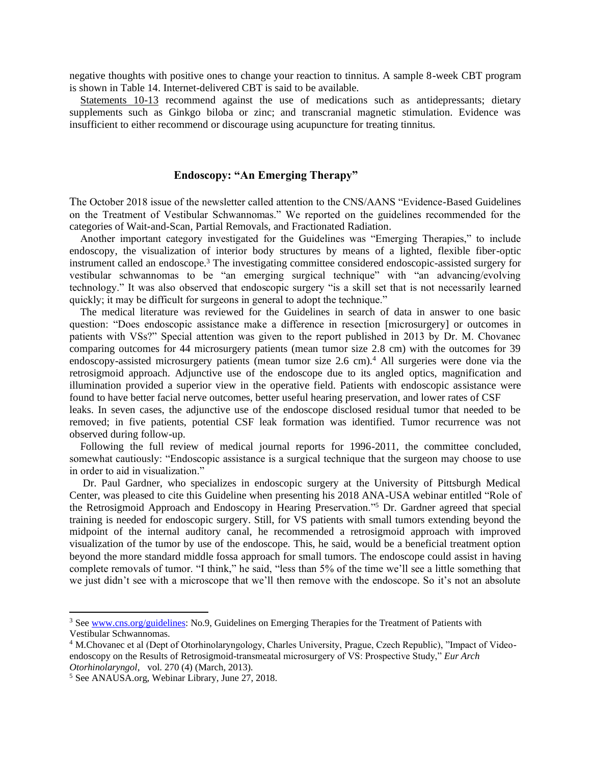negative thoughts with positive ones to change your reaction to tinnitus. A sample 8-week CBT program is shown in Table 14. Internet-delivered CBT is said to be available.

Statements 10-13 recommend against the use of medications such as antidepressants; dietary supplements such as Ginkgo biloba or zinc; and transcranial magnetic stimulation. Evidence was insufficient to either recommend or discourage using acupuncture for treating tinnitus.

## Endoscopy: "An Emerging Therapy"

The October 2018 issue of the newsletter called attention to the CNS/AANS "Evidence-Based Guidelines on the Treatment of Vestibular Schwannomas." We reported on the guidelines recommended for the categories of Wait-and-Scan, Partial Removals, and Fractionated Radiation.

Another important category investigated for the Guidelines was "Emerging Therapies," to include endoscopy, the visualization of interior body structures by means of a lighted, flexible fiber-optic instrument called an endoscope.[3] The investigating committee considered endoscopic-assisted surgery for vestibular schwannomas to be "an emerging surgical technique" with "an advancing/evolving technology." It was also observed that endoscopic surgery "is a skill set that is not necessarily learned quickly; it may be difficult for surgeons in general to adopt the technique."

The medical literature was reviewed for the Guidelines in search of data in answer to one basic question: "Does endoscopic assistance make a difference in resection [microsurgery] or outcomes in patients with VSs?" Special attention was given to the report published in 2013 by Dr. M. Chovanec comparing outcomes for 44 microsurgery patients (mean tumor size 2.8 cm) with the outcomes for 39 endoscopy-assisted microsurgery patients (mean tumor size 2.6 cm).[4] All surgeries were done via the retrosigmoid approach. Adjunctive use of the endoscope due to its angled optics, magnification and illumination provided a superior view in the operative field. Patients with endoscopic assistance were found to have better facial nerve outcomes, better useful hearing preservation, and lower rates of CSF leaks. In seven cases, the adjunctive use of the endoscope disclosed residual tumor that needed to be removed; in five patients, potential CSF leak formation was identified. Tumor recurrence was not observed during follow-up.

Following the full review of medical journal reports for 1996-2011, the committee concluded, somewhat cautiously: "Endoscopic assistance is a surgical technique that the surgeon may choose to use in order to aid in visualization."

Dr. Paul Gardner, who specializes in endoscopic surgery at the University of Pittsburgh Medical Center, was pleased to cite this Guideline when presenting his 2018 ANA-USA webinar entitled "Role of the Retrosigmoid Approach and Endoscopy in Hearing Preservation."[5] Dr. Gardner agreed that special training is needed for endoscopic surgery. Still, for VS patients with small tumors extending beyond the midpoint of the internal auditory canal, he recommended a retrosigmoid approach with improved visualization of the tumor by use of the endoscope. This, he said, would be a beneficial treatment option beyond the more standard middle fossa approach for small tumors. The endoscope could assist in having complete removals of tumor. "I think," he said, "less than 5% of the time we'll see a little something that we just didn't see with a microscope that we'll then remove with the endoscope. So it's not an absolute

---

[3] See www.cns.org/guidelines: No.9, Guidelines on Emerging Therapies for the Treatment of Patients with Vestibular Schwannomas.

[4] M.Chovanec et al (Dept of Otorhinolaryngology, Charles University, Prague, Czech Republic), "Impact of Video-endoscopy on the Results of Retrosigmoid-transmeatal microsurgery of VS: Prospective Study," *Eur Arch Otorhinolaryngol*, vol. 270 (4) (March, 2013).

[5] See ANAUSA.org, Webinar Library, June 27, 2018.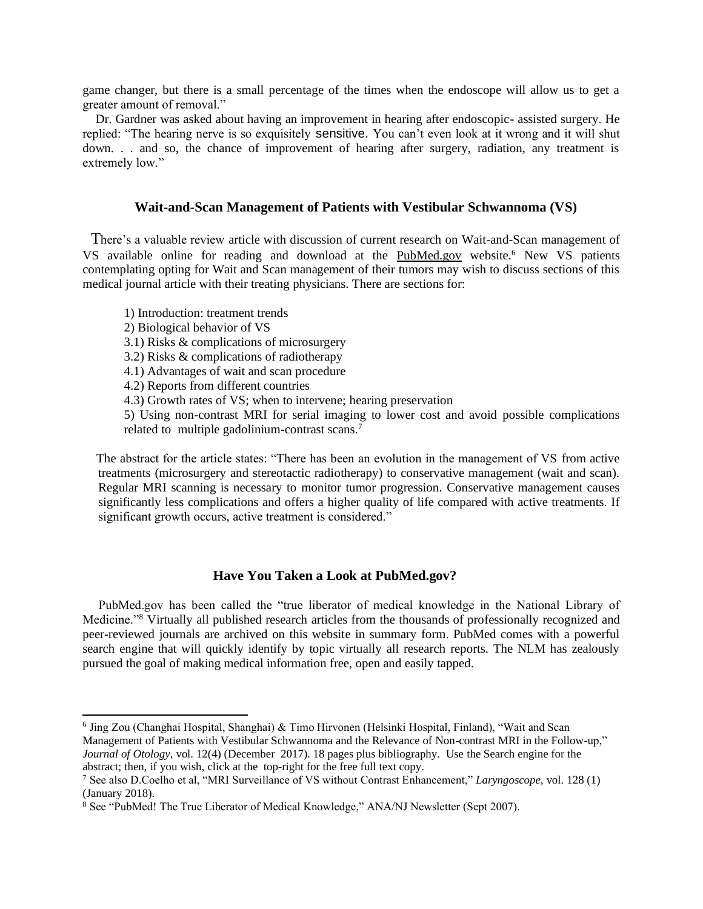game changer, but there is a small percentage of the times when the endoscope will allow us to get a greater amount of removal."

Dr. Gardner was asked about having an improvement in hearing after endoscopic- assisted surgery. He replied: "The hearing nerve is so exquisitely sensitive. You can't even look at it wrong and it will shut down. . . and so, the chance of improvement of hearing after surgery, radiation, any treatment is extremely low."

### Wait-and-Scan Management of Patients with Vestibular Schwannoma (VS)

There's a valuable review article with discussion of current research on Wait-and-Scan management of VS available online for reading and download at the PubMed.gov website.[6] New VS patients contemplating opting for Wait and Scan management of their tumors may wish to discuss sections of this medical journal article with their treating physicians. There are sections for:

- 1) Introduction: treatment trends
- 2) Biological behavior of VS
- 3.1) Risks & complications of microsurgery
- 3.2) Risks & complications of radiotherapy
- 4.1) Advantages of wait and scan procedure
- 4.2) Reports from different countries
- 4.3) Growth rates of VS; when to intervene; hearing preservation
- 5) Using non-contrast MRI for serial imaging to lower cost and avoid possible complications related to multiple gadolinium-contrast scans.[7]

The abstract for the article states: "There has been an evolution in the management of VS from active treatments (microsurgery and stereotactic radiotherapy) to conservative management (wait and scan). Regular MRI scanning is necessary to monitor tumor progression. Conservative management causes significantly less complications and offers a higher quality of life compared with active treatments. If significant growth occurs, active treatment is considered."

### Have You Taken a Look at PubMed.gov?

PubMed.gov has been called the "true liberator of medical knowledge in the National Library of Medicine."[8] Virtually all published research articles from the thousands of professionally recognized and peer-reviewed journals are archived on this website in summary form. PubMed comes with a powerful search engine that will quickly identify by topic virtually all research reports. The NLM has zealously pursued the goal of making medical information free, open and easily tapped.

---

[6] Jing Zou (Changhai Hospital, Shanghai) & Timo Hirvonen (Helsinki Hospital, Finland), "Wait and Scan Management of Patients with Vestibular Schwannoma and the Relevance of Non-contrast MRI in the Follow-up," *Journal of Otology*, vol. 12(4) (December 2017). 18 pages plus bibliography. Use the Search engine for the abstract; then, if you wish, click at the top-right for the free full text copy.

[7] See also D.Coelho et al, "MRI Surveillance of VS without Contrast Enhancement," *Laryngoscope,* vol. 128 (1) (January 2018).

[8] See "PubMed! The True Liberator of Medical Knowledge," ANA/NJ Newsletter (Sept 2007).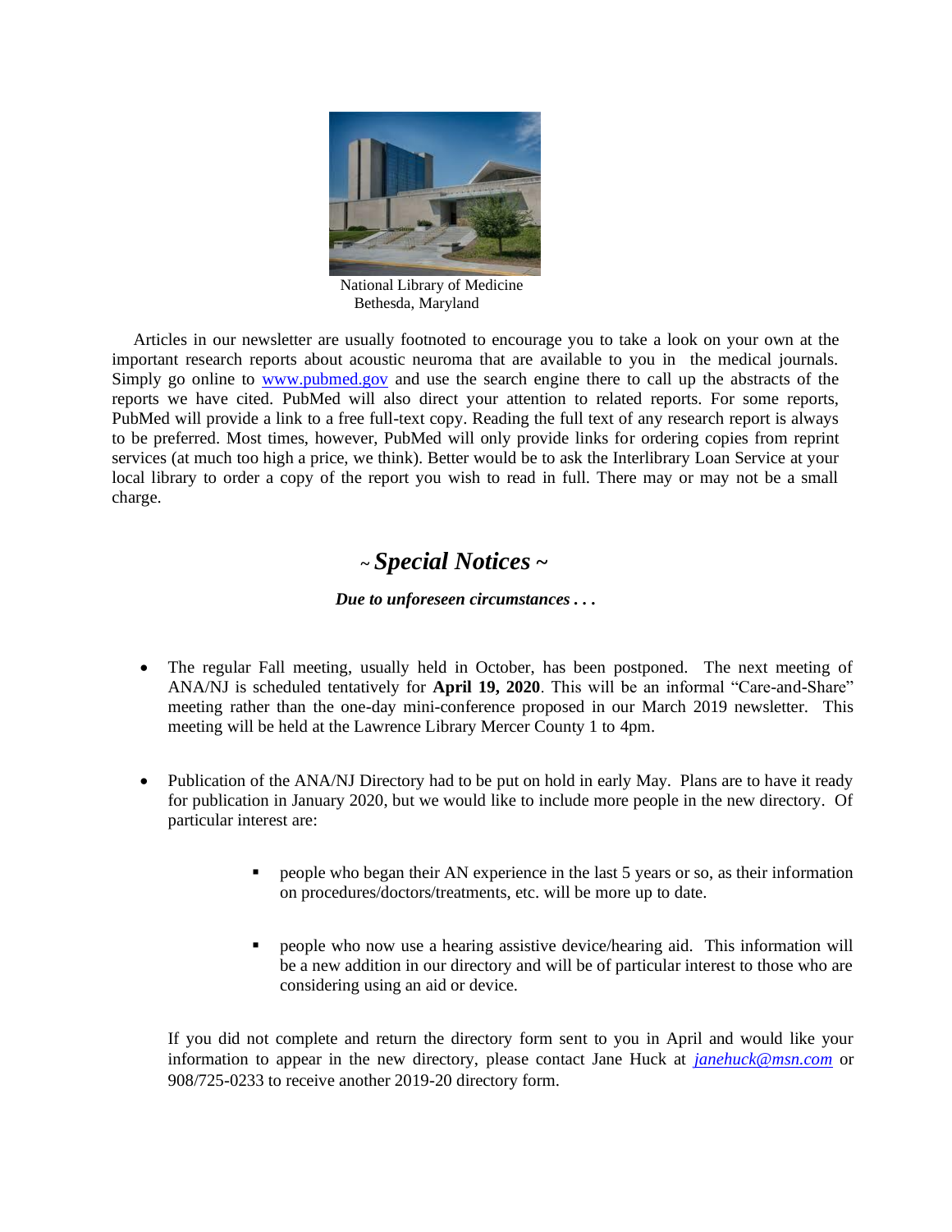National Library of Medicine
Bethesda, Maryland

Articles in our newsletter are usually footnoted to encourage you to take a look on your own at the important research reports about acoustic neuroma that are available to you in the medical journals. Simply go online to [www.pubmed.gov](http://www.pubmed.gov) and use the search engine there to call up the abstracts of the reports we have cited. PubMed will also direct your attention to related reports. For some reports, PubMed will provide a link to a free full-text copy. Reading the full text of any research report is always to be preferred. Most times, however, PubMed will only provide links for ordering copies from reprint services (at much too high a price, we think). Better would be to ask the Interlibrary Loan Service at your local library to order a copy of the report you wish to read in full. There may or may not be a small charge.

## ~ *Special Notices* ~

***Due to unforeseen circumstances . . .***

- The regular Fall meeting, usually held in October, has been postponed. The next meeting of ANA/NJ is scheduled tentatively for **April 19, 2020**. This will be an informal "Care-and-Share" meeting rather than the one-day mini-conference proposed in our March 2019 newsletter. This meeting will be held at the Lawrence Library Mercer County 1 to 4pm.

- Publication of the ANA/NJ Directory had to be put on hold in early May. Plans are to have it ready for publication in January 2020, but we would like to include more people in the new directory. Of particular interest are:

  - people who began their AN experience in the last 5 years or so, as their information on procedures/doctors/treatments, etc. will be more up to date.

  - people who now use a hearing assistive device/hearing aid. This information will be a new addition in our directory and will be of particular interest to those who are considering using an aid or device.

  If you did not complete and return the directory form sent to you in April and would like your information to appear in the new directory, please contact Jane Huck at *[janehuck@msn.com](mailto:janehuck@msn.com)* or 908/725-0233 to receive another 2019-20 directory form.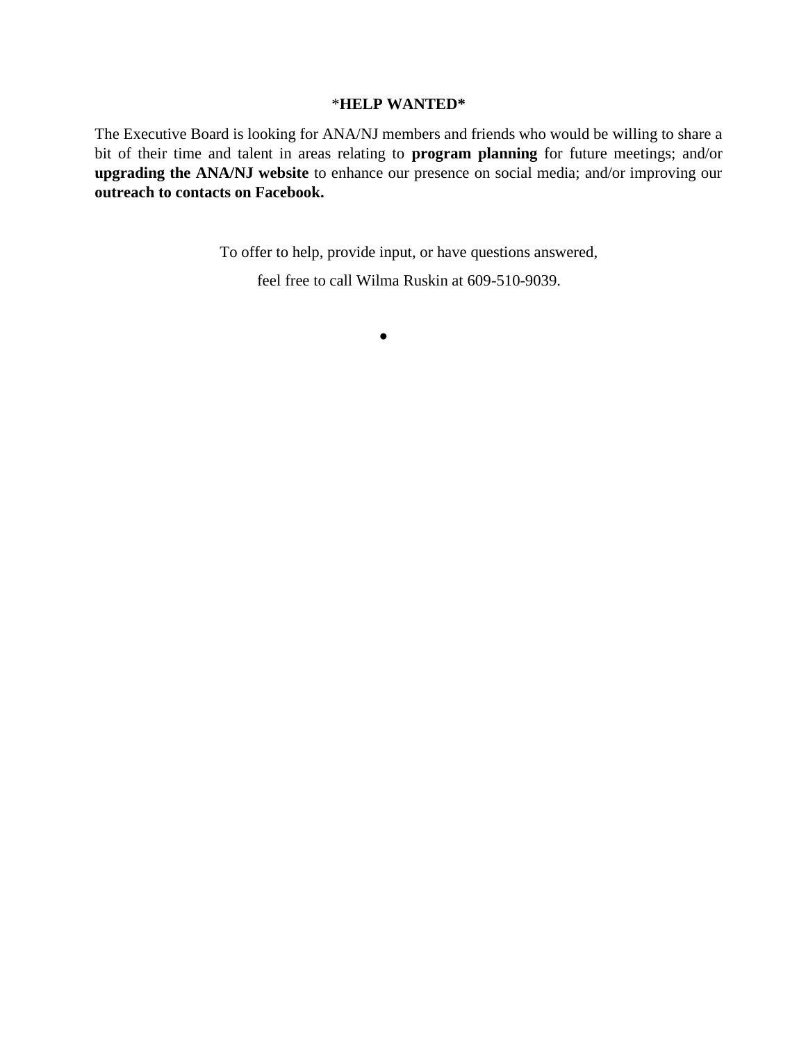**\*HELP WANTED\***

The Executive Board is looking for ANA/NJ members and friends who would be willing to share a bit of their time and talent in areas relating to **program planning** for future meetings; and/or **upgrading the ANA/NJ website** to enhance our presence on social media; and/or improving our **outreach to contacts on Facebook.**

To offer to help, provide input, or have questions answered,

feel free to call Wilma Ruskin at 609-510-9039.

•